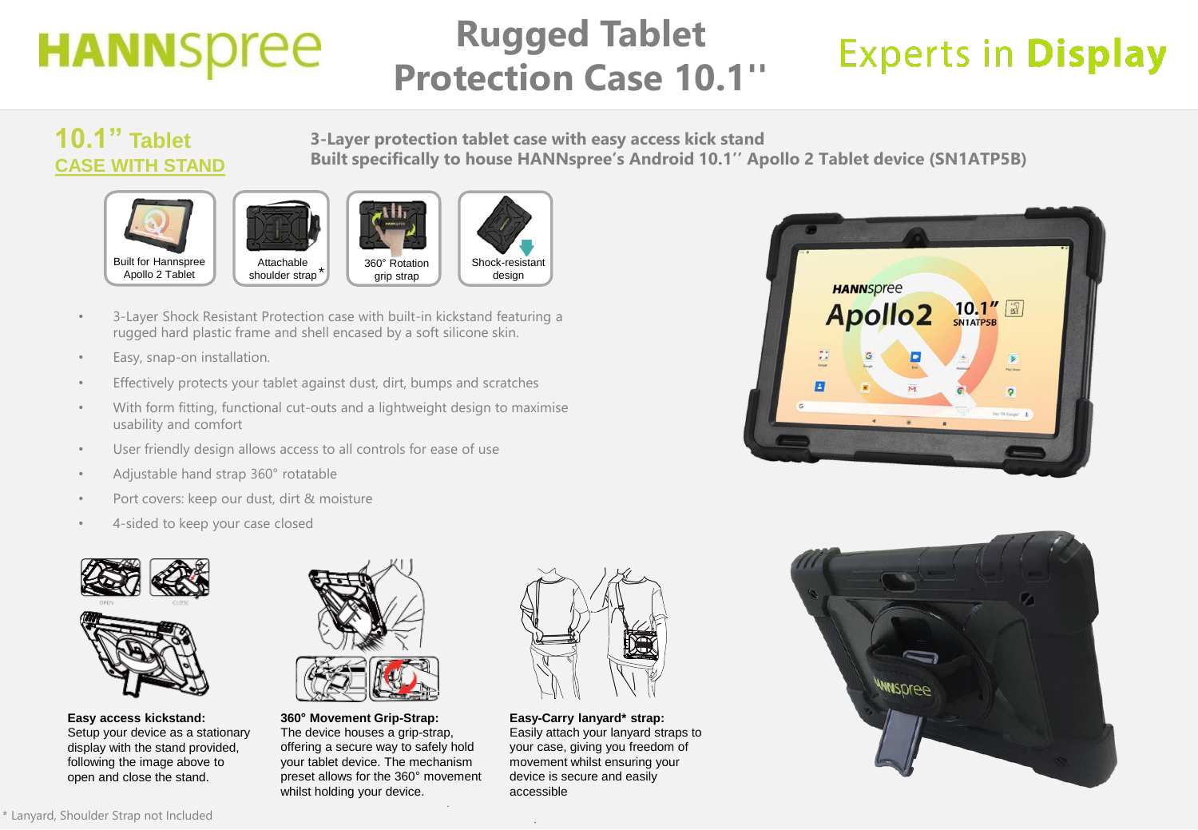HANNspree

# Rugged Tablet Protection Case 10.1''

Experts in **Display**

## 10.1" Tablet CASE WITH STAND

**3-Layer protection tablet case with easy access kick stand**
**Built specifically to house HANNspree's Android 10.1'' Apollo 2 Tablet device (SN1ATP5B)**

Built for Hannspree Apollo 2 Tablet

Attachable shoulder strap*

360° Rotation grip strap

Shock-resistant design

- 3-Layer Shock Resistant Protection case with built-in kickstand featuring a rugged hard plastic frame and shell encased by a soft silicone skin.
- Easy, snap-on installation.
- Effectively protects your tablet against dust, dirt, bumps and scratches
- With form fitting, functional cut-outs and a lightweight design to maximise usability and comfort
- User friendly design allows access to all controls for ease of use
- Adjustable hand strap 360° rotatable
- Port covers: keep our dust, dirt & moisture
- 4-sided to keep your case closed

**Easy access kickstand:**
Setup your device as a stationary display with the stand provided, following the image above to open and close the stand.

**360° Movement Grip-Strap:**
The device houses a grip-strap, offering a secure way to safely hold your tablet device. The mechanism preset allows for the 360° movement whilst holding your device.

**Easy-Carry lanyard* strap:**
Easily attach your lanyard straps to your case, giving you freedom of movement whilst ensuring your device is secure and easily accessible

* Lanyard, Shoulder Strap not Included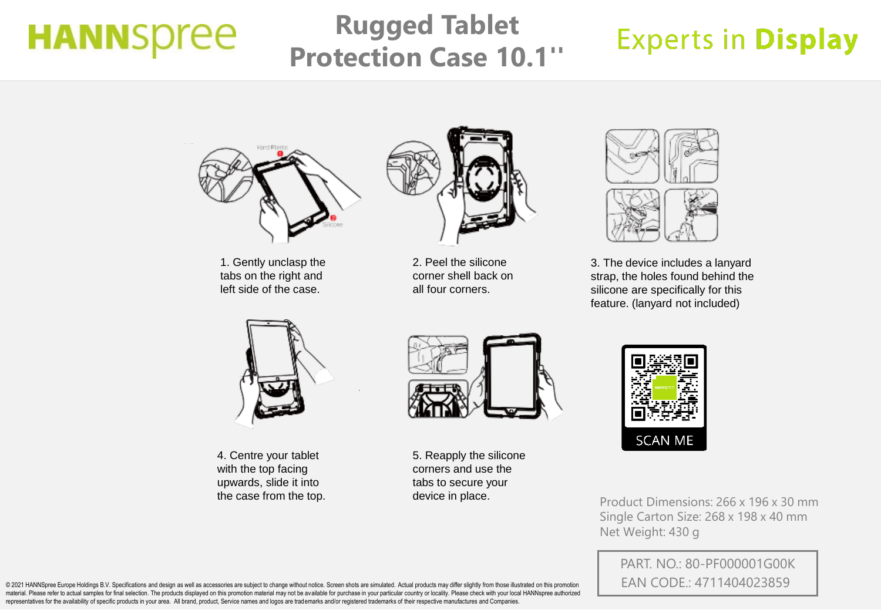HANNspree

# Rugged Tablet Protection Case 10.1''

Experts in **Display**

1. Gently unclasp the tabs on the right and left side of the case.

2. Peel the silicone corner shell back on all four corners.

3. The device includes a lanyard strap, the holes found behind the silicone are specifically for this feature. (lanyard not included)

4. Centre your tablet with the top facing upwards, slide it into the case from the top.

5. Reapply the silicone corners and use the tabs to secure your device in place.

SCAN ME

Product Dimensions: 266 x 196 x 30 mm
Single Carton Size: 268 x 198 x 40 mm
Net Weight: 430 g

PART. NO.: 80-PF000001G00K
EAN CODE.: 4711404023859

© 2021 HANNSpree Europe Holdings B.V. Specifications and design as well as accessories are subject to change without notice. Screen shots are simulated. Actual products may differ slightly from those illustrated on this promotion material. Please refer to actual samples for final selection. The products displayed on this promotion material may not be available for purchase in your particular country or locality. Please check with your local HANNspree authorized representatives for the availability of specific products in your area. All brand, product, Service names and logos are trademarks and/or registered trademarks of their respective manufactures and Companies.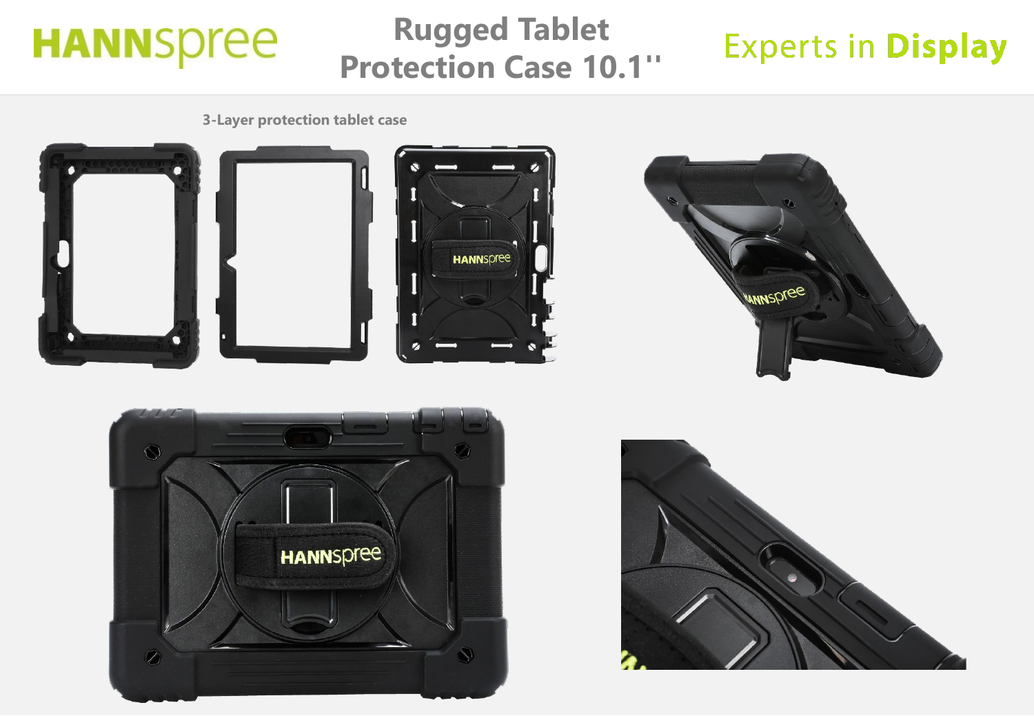HANNSpree

# Rugged Tablet Protection Case 10.1''

Experts in **Display**

3-Layer protection tablet case